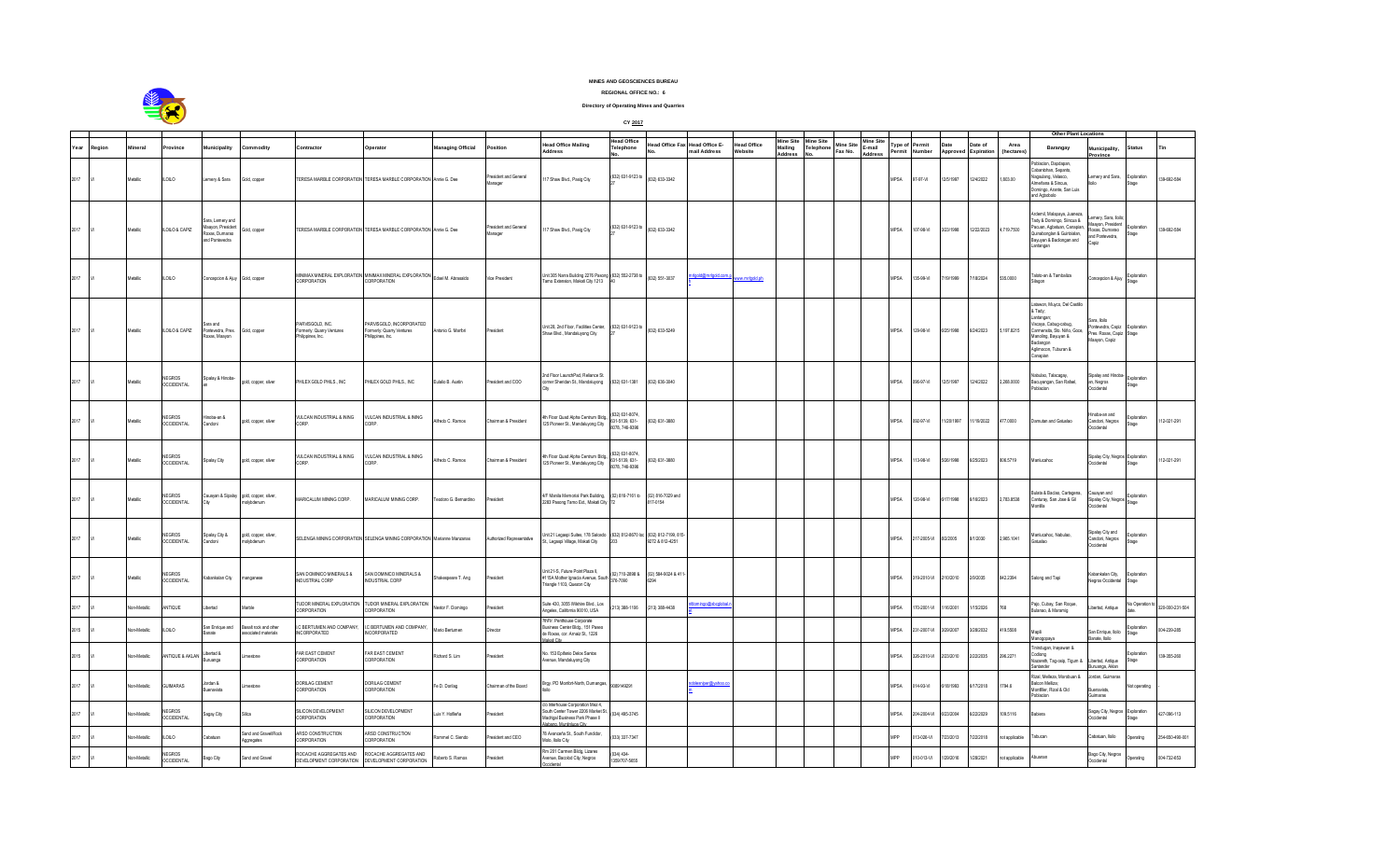# MINES AND GEOSCIENCES BUREAU

## REGIONAL OFFICE NO.: 6

### Directory of Operating Mines and Quarries

CY 2017

| Year | Region | Mineral | Province | Municipality | Commodity | Contractor | Operator | Managing Official | Position | Head Office Mailing Address | Head Office Telephone No. | Head Office Fax No. | Head Office E-mail Address | Head Office Website | Mine Site Mailing Address | Mine Site Telephone No. | Mine Site Fax No. | Mine Site E-mail Address | Type of Permit | Permit Number | Date Approved | Date of Expiration | Area (hectares) | Other Plant Locations Barangay | Other Plant Locations Municipality, Province | Status | Tin |
|---|---|---|---|---|---|---|---|---|---|---|---|---|---|---|---|---|---|---|---|---|---|---|---|---|---|---|---|
| 2017 | VI | Metallic | ILOILO | Lemery & Sara | Gold, copper | TERESA MARBLE CORPORATION | TERESA MARBLE CORPORATION | Annie G. Dee | President and General Manager | 117 Shaw Blvd., Pasig City | (632) 631-9123 to 27 | (632) 633-3342 | | | | | | | MPSA | 97-97-VI | 12/5/1997 | 12/4/2022 | 1,803.00 | Poblacion, Dapdapan, Cabanbanan, Sepanta, Nagsulang, Velasco, Almafrede & Sincua, Domingo, Anonte, San Luis and Agbobolo | Lemery and Sara, Iloilo | Exploration Stage | 138-992-584 |
| 2017 | VI | Metallic | ILOILO & CAPIZ | Sara, Lemery and Maayon, President Roxas, Dumarao and Pontevedra | Gold, copper | TERESA MARBLE CORPORATION | TERESA MARBLE CORPORATION | Annie G. Dee | President and General Manager | 117 Shaw Blvd., Pasig City | (632) 631-9123 to 27 | (632) 633-3342 | | | | | | | MPSA | 107-98-VI | 3/23/1998 | 12/22/2023 | 4,719.7500 | Andemil, Malapaya, Juaneza, Tady & Domingo, Sincua & Pacuan, Agbatuan, Canapian, Quinabonglan & Guintabon, Bayuyan & Badbangan and Lantangan | Lemery, Sara, Iloilo; Maayon, President Roxas, Dumarao and Pontevedra, Capiz | Exploration Stage | 138-992-584 |
| 2017 | VI | Metallic | ILOILO | Concepcion & Ajuy | Gold, copper | MINIMAX MINERAL EXPLORATION CORPORATION | MINIMAX MINERAL EXPLORATION CORPORATION | Edsel M. Abrasaldo | Vice President | Unit 305 Narra Building 2276 Pasong Tamo Extension, Makati City 1213 | (632) 552-2738 to 40 | (632) 551-3037 | mdgold@mrlgold.com.ph | www.mrlgold.ph | | | | | MPSA | 135-99-VI | 7/19/1999 | 7/18/2024 | 535.0000 | Talotu-an & Tambaliza Sibagon | Concepcion & Ajuy | Exploration Stage | |
| 2017 | VI | Metallic | ILOILO & CAPIZ | Sara and Pontevedra, Pres. Roxas, Maayon | Gold, copper | PARVISGOLD, INC. Formerly: Quarry Ventures Philippines, Inc. | PARVISGOLD, INCORPORATED Formerly Quarry Ventures Philippines, Inc. | Antonio G. Marfori | President | Unit 2B, 3rd Floor, Facilities Center, Shaw Blvd., Mandaluyong City | (632) 631-9123 to 27 | (632) 633-5249 | | | | | | | MPSA | 129-98-VI | 6/25/1998 | 6/24/2023 | 5,197.8215 | Lawaon, Muyco, Del Castillo & Tady; Lantangan; Viscaya, Cabug-cabug, Commentila, Sto. Niño, Goce, Mancilang, Bayuyan & Badbangon Agbinacon, Tuburan & Canapian | Sara, Iloilo Pontevedra, Capiz Pres. Roxas, Capiz Maayon, Capiz | Exploration Stage | |
| 2017 | VI | Metallic | NEGROS OCCIDENTAL | Sipalay & Hinoba-an | gold, copper, silver | PHILEX GOLD PHILS., INC | PHILEX GOLD PHILS., INC. | Eulalio B. Austin | President and COO | 2nd Floor LaunchPad, Reliance St. corner Sheridan St., Mandaluyong City | (632) 631-1381 | (632) 636-3040 | | | | | | | MPSA | 096-97-VI | 12/5/1997 | 12/4/2022 | 2,268.0000 | Nabulao, Tabucagay, Bacuyangan, San Rafael, Poblacion | Sipalay and Hinoba-an, Negros Occidental | Exploration Stage | |
| 2017 | VI | Metallic | NEGROS OCCIDENTAL | Hinoba-an & Candoni | gold, copper, silver | VULCAN INDUSTRIAL & MINING CORP. | VULCAN INDUSTRIAL & MINING CORP. | Altheob C. Ramos | Chairman & President | 4th Floor Quad Alpha Centrum Bldg. 125 Pioneer St., Mandaluyong City | (632) 631-8074, 631-5139, 631-8270, 746-9396 | (632) 631-3800 | | | | | | | MPSA | 092-97-VI | 11/20/1997 | 11/19/2022 | 477.0000 | Domutan and Gatuslao | Hinoba-an and Candoni, Negros Occidental | Exploration Stage | 112-021-291 |
| 2017 | VI | Metallic | NEGROS OCCIDENTAL | Sipalay City | gold, copper, silver | VULCAN INDUSTRIAL & MINING CORP. | VULCAN INDUSTRIAL & MINING CORP. | Altheob C. Ramos | Chairman & President | 4th Floor Quad Alpha Centrum Bldg. 125 Pioneer St., Mandaluyong City | (632) 631-8074, 631-5139, 631-8270, 746-9396 | (632) 631-3800 | | | | | | | MPSA | 113-98-VI | 5/26/1998 | 8/25/2023 | 806.5719 | Manlucahoc | Sipalay City, Negros Occidental | Exploration Stage | 112-021-291 |
| 2017 | VI | Metallic | NEGROS OCCIDENTAL | Cauayan & Sipalay City | gold, copper, silver, molybdenum | MARICALUM MINING CORP. | MARICALUM MINING CORP. | Teodoro G. Bernardino | President | 4/F Manila Memorial Park Building, 2283 Pasong Tamo Ext., Makati City | (02) 816-7161 to 72 | (02) 816-7029 and 817-0154 | | | | | | | MPSA | 120-98-VI | 6/17/1998 | 6/16/2023 | 2,783.8538 | Bulata & Bacleo, Cartagena, Camansi, San Jose & Gil Montilla | Cauayan and Sipalay City, Negros Occidental | Exploration Stage | |
| 2017 | VI | Metallic | NEGROS OCCIDENTAL | Sipalay City & Candoni | gold, copper, silver, molybdenum | SELENGA MINING CORPORATION | SELENGA MINING CORPORATION | Marianne Manzanas | Authorized Representative | Unit 21 Legaspi Suites, 178 Salcedo St., Legaspi Village, Makati City | (632) 812-6670 to 203 | (632) 812-7159, 815-9272 & 812-4251 | | | | | | | MPSA | 217-2005-VI | 8/2/2005 | 8/1/2030 | 2,985.1041 | Manlucahoc, Nabulao, Gatuslao | Sipalay City and Candoni, Negros Occidental | Exploration Stage | |
| 2017 | VI | Metallic | NEGROS OCCIDENTAL | Kabankalan City | manganese | SAN DOMINICO MINERALS & INDUSTRIAL CORP | SAN DOMINICO MINERALS & INDUSTRIAL CORP | Shakespeare T. Ang | President | Unit 21-S, Future Point Plaza II, #1 13A Mother Ignacia Avenue, South Triangle 1103, Quezon City | (02) 710-2898 & 376-7090 | (02) 584-9024 & 411-6294 | | | | | | | MPSA | 319-2010-VI | 2/10/2010 | 2/9/2035 | 842.2394 | Salong and Tapi | Kabankalan City, Negros Occidental | Exploration Stage | |
| 2017 | VI | Non-Metallic | ANTIQUE | Libertad | Marble | TUDOR MINERAL EXPLORATION CORPORATION | TUDOR MINERAL EXPLORATION CORPORATION | Nestor F. Domingo | President | Suite 430, 3055 Wilshire Blvd., Los Angeles, California 90010, USA | (213) 386-1100 | (213) 368-4438 | nfdomingo@sbcglobal.net | | | | | | MPSA | 170-2001-VI | 1/16/2001 | 1/15/2026 | 768 | Pajo, Cubay, San Roque, Bulanao, & Maramig | Libertad, Antique | No Operation to date. | 320-000-231-504 |
| 2015 | VI | Non-Metallic | ILOILO | San Enrique and Banate | Basalt rock and other associated materials | I C BERTUMEN AND COMPANY, INCORPORATED | I C BERTUMEN AND COMPANY, INCORPORATED | Mario Bertumen | Director | 7th Flr. Penthouse Corporate Business Center Bldg., 151 Paseo de Roxas, cor. Arnaiz St., 1226 Makati City | | | | | | | | | MPSA | 231-2007-VI | 3/29/2007 | 3/28/2032 | 419.5908 | Mapili Manogpaya | San Enrique, Iloilo Banate, Iloilo | Exploration Stage | 004-239-285 |
| 2015 | VI | Non-Metallic | ANTIQUE & AKLAN | Libertad & Buruanga | Limestone | FAR EAST CEMENT CORPORATION | FAR EAST CEMENT CORPORATION | Richard S. Lim | President | No. 153 Epifanio Delos Santos Avenue, Mandaluyong City | | | | | | | | | MPSA | 326-2010-VI | 2/23/2010 | 2/22/2035 | 296.2271 | Tinindugan, Inayawan & Codiong; Nazareth, Tag-osip, Tigum & Santander | Libertad, Antique Buruanga, Aklan | Exploration Stage | 138-355-260 |
| 2017 | VI | Non-Metallic | GUIMARAS | Jordan & Buenavista | Limestone | DORILAG CEMENT CORPORATION | DORILAG CEMENT CORPORATION | Fe D. Dorilag | Chairman of the Board | Brgy. PD Monfort-North, Dumangas, Iloilo | 9088749291 | | mdolemiper@yahoo.com | | | | | | MPSA | 014-93-VI | 6/18/1993 | 6/17/2018 | 1784.6 | Rizal, Mellaza, Morobuan & Bañes Mellizo; Montfiller, Rizal & Old Poblacion | Jordan, Guimaras Buenavista, Guimaras | Not operating | - |
| 2017 | VI | Non-Metallic | NEGROS OCCIDENTAL | Sagay City | Silica | SILICON DEVELOPMENT CORPORATION | SILICON DEVELOPMENT CORPORATION | Luis Y. Ilaññez | President | c/o Interhouse Corporation Mez 4, South Center Tower 2206 Market St., Madrigal Business Park Phase II Alabang, Muntinlupa City | (034) 485-3745 | | | | | | | | MPSA | 204-2004-VI | 6/23/2004 | 6/22/2029 | 109.5116 | Baliwas | Sagay City, Negros Occidental | Exploration Stage | 427-096-113 |
| 2017 | VI | Non-Metallic | ILOILO | Calinog | Sand and Gravel/Rock Aggregates | ARSD CONSTRUCTION CORPORATION | ARSD CONSTRUCTION CORPORATION | Rommel C. Siendo | President and CEO | 78 Avanzaña St., South Fundidor, Molo, Iloilo City | (033) 337-7347 | | | | | | | | MPP | 013-02B-VI | 7/23/2013 | 7/22/2018 | not applicable | Tabucan | Calinog, Iloilo | Operating | 254-650-460-001 |
| 2017 | VI | Non-Metallic | NEGROS OCCIDENTAL | Bago City | Sand and Gravel | ROCACHE AGGREGATES AND DEVELOPMENT CORPORATION | ROCACHE AGGREGATES AND DEVELOPMENT CORPORATION | Roberto S. Ramos | President | Rm 201 Carmen Bldg, Lizares Avenue, Bacolod City, Negros Occidental | (034) 434-1269/707-5653 | | | | | | | | MPP | 010-013-VI | 1/29/2016 | 1/28/2021 | not applicable | Abuanan | Bago City, Negros Occidental | Operating | 004-732-653 |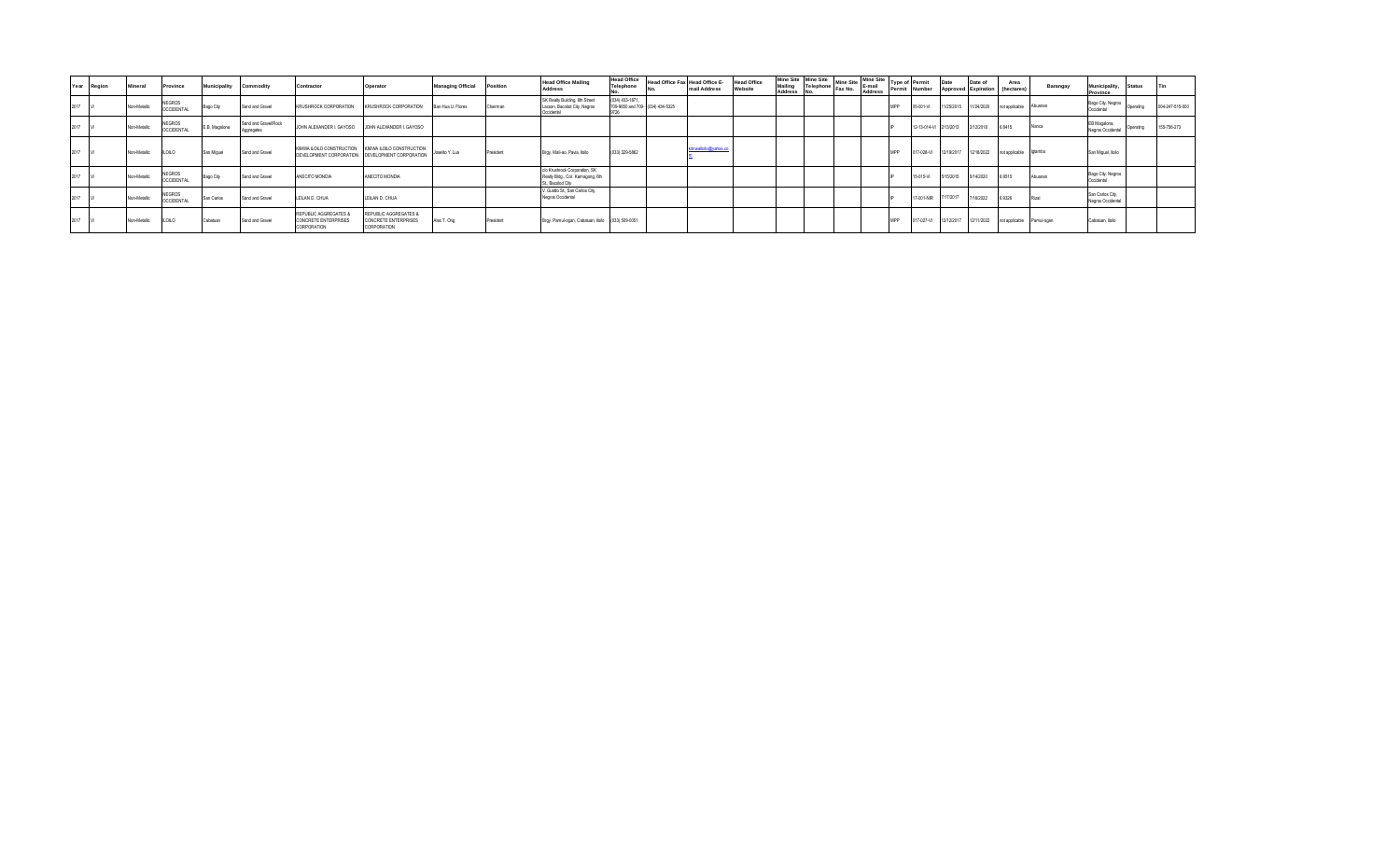| Year | Region | Mineral | Province | Municipality | Commodity | Contractor | Operator | Managing Official | Position | Head Office Mailing Address | Head Office Telephone No. | Head Office Fax No. | Head Office E-mail Address | Head Office Website | Mine Site Mailing Address | Mine Site Telephone No. | Mine Site Fax No. | Mine Site E-mail Address | Type of Permit | Permit Number | Date Approved | Date of Expiration | Area (hectares) | Barangay | Municipality, Province | Status | Tin |
|---|---|---|---|---|---|---|---|---|---|---|---|---|---|---|---|---|---|---|---|---|---|---|---|---|---|---|---|
| 2017 | VI | Non-Metallic | NEGROS OCCIDENTAL | Bago City | Sand and Gravel | KRUSHROCK CORPORATION | KRUSHROCK CORPORATION | Ben Hua U. Flores | Chairman | SK Realty Building, 6th Street Lacson, Bacolod City, Negros Occidental | (034) 433-1871, 709-9650 and 709-9726 | (034) 434-5325 | | | | | | | MPP | 05-001-VI | 11/25/2015 | 11/24/2020 | not applicable | Abuanan | Bago City, Negros Occidental | Operating | 004-247-515-000 |
| 2017 | VI | Non-Metallic | NEGROS OCCIDENTAL | E.B. Magalona | Sand and Gravel/Rock Aggregates | JOHN ALEXANDER I. GAYOSO | JOHN ALEXANDER I. GAYOSO | | | | | | | | | | | | IP | 12-13-014-VI | 2/13/2013 | 2/12/2016 | 6.8415 | Nanca | EB Magalona, Negros Occidental | Operating | 158-756-273 |
| 2017 | VI | Non-Metallic | ILOILO | San Miguel | Sand and Gravel | KIMWA ILOILO CONSTRUCTION DEVELOPMENT CORPORATION | KIMWA ILOILO CONSTRUCTION DEVELOPMENT CORPORATION | Josefito Y. Lua | President | Brgy. Mali-ao, Pavia, Iloilo | (033) 329-5962 | | kimwailoilo@yahoo.com | | | | | | MPP | 017-026-VI | 12/19/2017 | 12/18/2022 | not applicable | Igtambo | San Miguel, Iloilo | | |
| 2017 | VI | Non-Metallic | NEGROS OCCIDENTAL | Bago City | Sand and Gravel | ANECITO MONDIA | ANECITO MONDIA | | | c/o Krushrock Corporation, SK Realty Bldg., Cor. Kamagong, 6th St., Bacolod City | | | | | | | | | IP | 15-015-VI | 5/15/2015 | 5/14/2020 | 6.9515 | Abuanan | Bago City, Negros Occidental | | |
| 2017 | VI | Non-Metallic | NEGROS OCCIDENTAL | San Carlos | Sand and Gravel | LEILAN D. CHUA | LEILAN D. CHUA | | | V. Gustilo St., San Carlos City, Negros Occidental | | | | | | | | | IP | 17-001-NIR | 7/17/2017 | 7/16/2022 | 6.9326 | Rizal | San Carlos City, Negros Occidental | | |
| 2017 | VI | Non-Metallic | ILOILO | Cabatuan | Sand and Gravel | REPUBLIC AGGREGATES & CONCRETE ENTERPRISES CORPORATION | REPUBLIC AGGREGATES & CONCRETE ENTERPRISES CORPORATION | Alex T. Ong | President | Brgy. Pamul-ogan, Cabatuan, Iloilo | (033) 509-0051 | | | | | | | | MPP | 017-027-VI | 12/12/2017 | 12/11/2022 | not applicable | Pamul-ogan | Cabatuan, Iloilo | | |